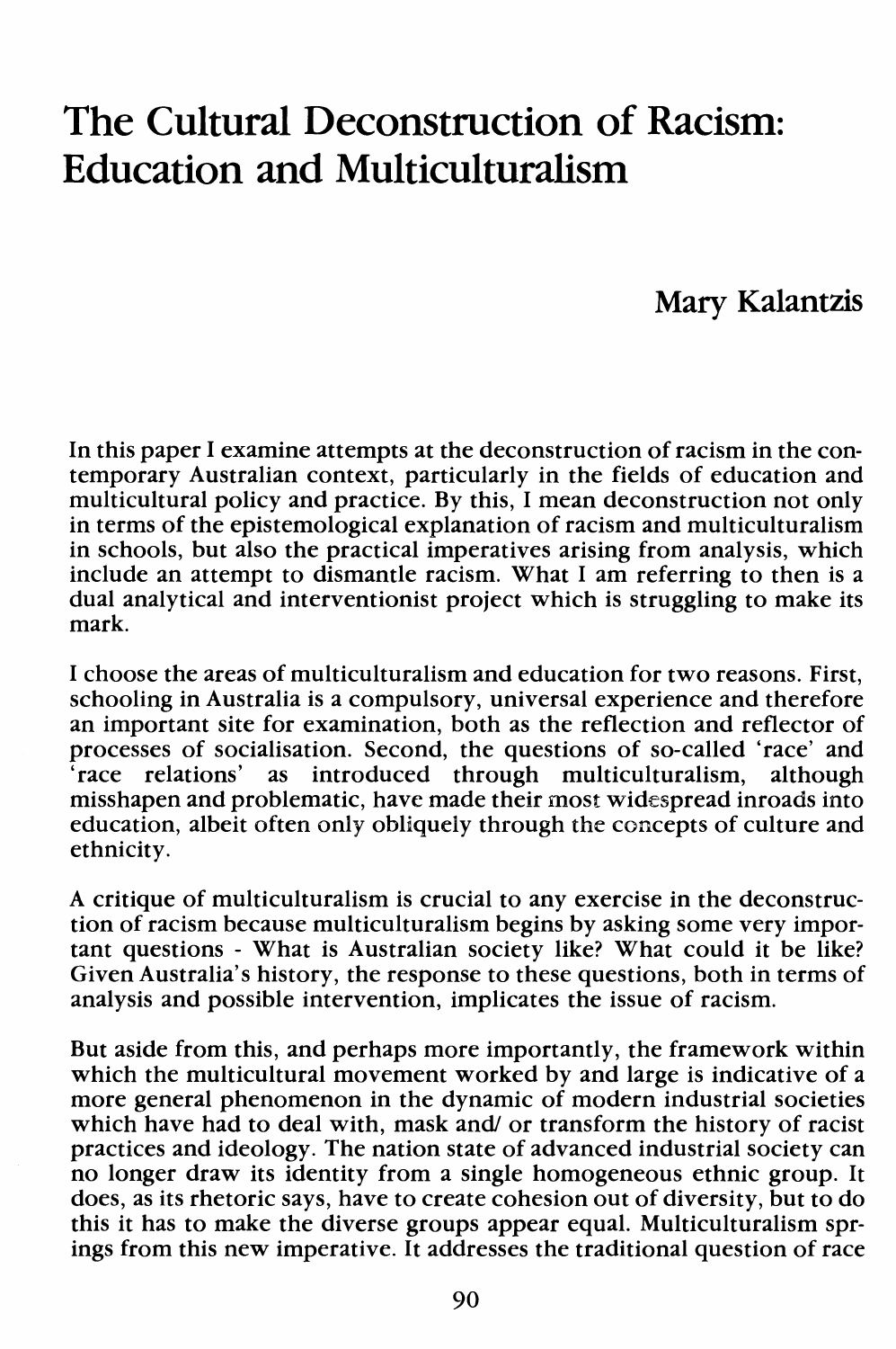# The Cultural Deconstruction of Racism: Education and Multiculturalism

**Mary Kalantzis**

In this paper I examine attempts at the deconstruction of racism in the contemporary Australian context, particularly in the fields of education and multicultural policy and practice. By this, I mean deconstruction not only in terms of the epistemological explanation of racism and multiculturalism in schools, but also the practical imperatives arising from analysis, which include an attempt to dismantle racism. What I am referring to then is a dual analytical and interventionist project which is struggling to make its mark.

I choose the areas of multiculturalism and education for two reasons. First, schooling in Australia is a compulsory, universal experience and therefore an important site for examination, both as the reflection and reflector of processes of socialisation. Second, the questions of so-called 'race' and 'race relations' as introduced through multiculturalism, although misshapen and problematic, have made their most widespread inroads into education, albeit often only obliquely through the concepts of culture and ethnicity.

A critique of multiculturalism is crucial to any exercise in the deconstruction of racism because multiculturalism begins by asking some very important questions - What is Australian society like? What could it be like? Given Australia's history, the response to these questions, both in terms of analysis and possible intervention, implicates the issue of racism.

But aside from this, and perhaps more importantly, the framework within which the multicultural movement worked by and large is indicative of a more general phenomenon in the dynamic of modern industrial societies which have had to deal with, mask and/ or transform the history of racist practices and ideology. The nation state of advanced industrial society can no longer draw its identity from a single homogeneous ethnic group. It does, as its rhetoric says, have to create cohesion out of diversity, but to do this it has to make the diverse groups appear equal. Multiculturalism springs from this new imperative. It addresses the traditional question of race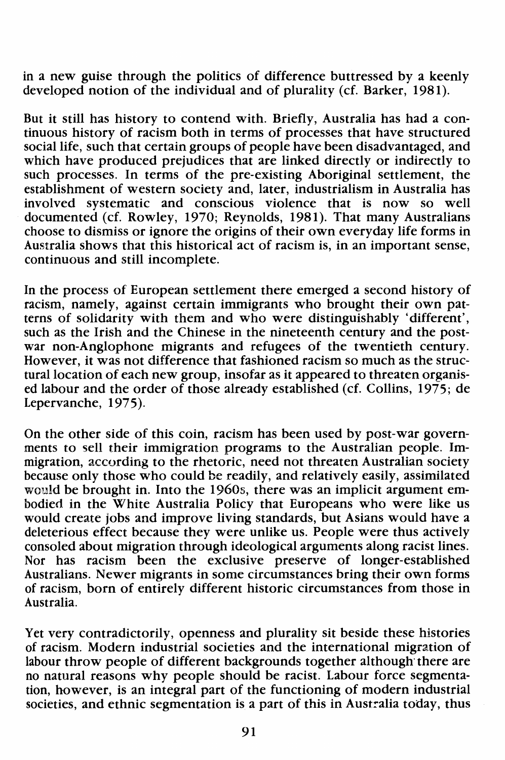in a new guise through the politics of difference buttressed by a keenly developed notion of the individual and of plurality (cf. Barker, 1981).

But it still has history to contend with. Briefly, Australia has had a continuous history of racism both in terms of processes that have structured social life, such that certain groups of people have been disadvantaged, and which have produced prejudices that are linked directly or indirectly to such processes. In terms of the pre-existing Aboriginal settlement, the establishment of western society and, later, industrialism in Australia has involved systematic and conscious violence that is now so well documented (cf. Rowley, 1970; Reynolds, 1981). That many Australians choose to dismiss or ignore the origins of their own everyday life forms in Australia shows that this historical act of racism is, in an important sense, continuous and still incomplete.

In the process of European settlement there emerged a second history of racism, namely, against certain immigrants who brought their own patterns of solidarity with them and who were distinguishably 'different', such as the Irish and the Chinese in the nineteenth century and the post-war non-Anglophone migrants and refugees of the twentieth century. However, it was not difference that fashioned racism so much as the structural location of each new group, insofar as it appeared to threaten organised labour and the order of those already established (cf. Collins, 1975; de Lepervanche, 1975).

On the other side of this coin, racism has been used by post-war governments to sell their immigration programs to the Australian people. Immigration, according to the rhetoric, need not threaten Australian society because only those who could be readily, and relatively easily, assimilated would be brought in. Into the 1960s, there was an implicit argument embodied in the White Australia Policy that Europeans who were like us would create jobs and improve living standards, but Asians would have a deleterious effect because they were unlike us. People were thus actively consoled about migration through ideological arguments along racist lines. Nor has racism been the exclusive preserve of longer-established Australians. Newer migrants in some circumstances bring their own forms of racism, born of entirely different historic circumstances from those in Australia.

Yet very contradictorily, openness and plurality sit beside these histories of racism. Modern industrial societies and the international migration of labour throw people of different backgrounds together although there are no natural reasons why people should be racist. Labour force segmentation, however, is an integral part of the functioning of modern industrial societies, and ethnic segmentation is a part of this in Australia today, thus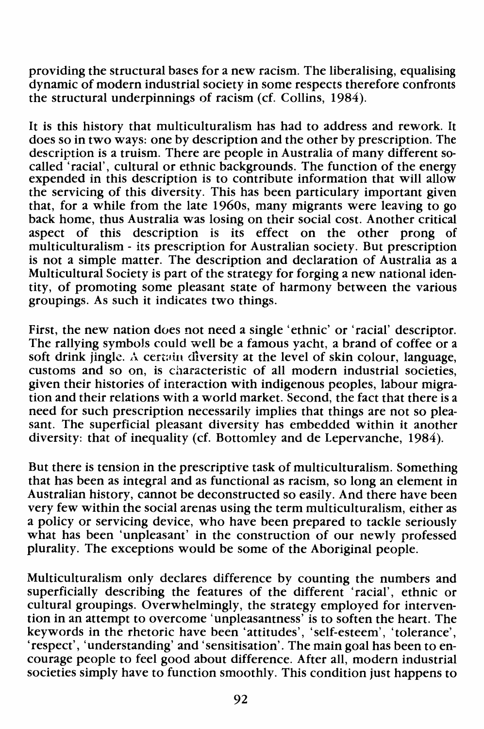providing the structural bases for a new racism. The liberalising, equalising dynamic of modern industrial society in some respects therefore confronts the structural underpinnings of racism (cf. Collins, 1984).

It is this history that multiculturalism has had to address and rework. It does so in two ways: one by description and the other by prescription. The description is a truism. There are people in Australia of many different so-called 'racial', cultural or ethnic backgrounds. The function of the energy expended in this description is to contribute information that will allow the servicing of this diversity. This has been particulary important given that, for a while from the late 1960s, many migrants were leaving to go back home, thus Australia was losing on their social cost. Another critical aspect of this description is its effect on the other prong of multiculturalism - its prescription for Australian society. But prescription is not a simple matter. The description and declaration of Australia as a Multicultural Society is part of the strategy for forging a new national identity, of promoting some pleasant state of harmony between the various groupings. As such it indicates two things.

First, the new nation does not need a single 'ethnic' or 'racial' descriptor. The rallying symbols could well be a famous yacht, a brand of coffee or a soft drink jingle. A certain diversity at the level of skin colour, language, customs and so on, is characteristic of all modern industrial societies, given their histories of interaction with indigenous peoples, labour migration and their relations with a world market. Second, the fact that there is a need for such prescription necessarily implies that things are not so pleasant. The superficial pleasant diversity has embedded within it another diversity: that of inequality (cf. Bottomley and de Lepervanche, 1984).

But there is tension in the prescriptive task of multiculturalism. Something that has been as integral and as functional as racism, so long an element in Australian history, cannot be deconstructed so easily. And there have been very few within the social arenas using the term multiculturalism, either as a policy or servicing device, who have been prepared to tackle seriously what has been 'unpleasant' in the construction of our newly professed plurality. The exceptions would be some of the Aboriginal people.

Multiculturalism only declares difference by counting the numbers and superficially describing the features of the different 'racial', ethnic or cultural groupings. Overwhelmingly, the strategy employed for intervention in an attempt to overcome 'unpleasantness' is to soften the heart. The keywords in the rhetoric have been 'attitudes', 'self-esteem', 'tolerance', 'respect', 'understanding' and 'sensitisation'. The main goal has been to encourage people to feel good about difference. After all, modern industrial societies simply have to function smoothly. This condition just happens to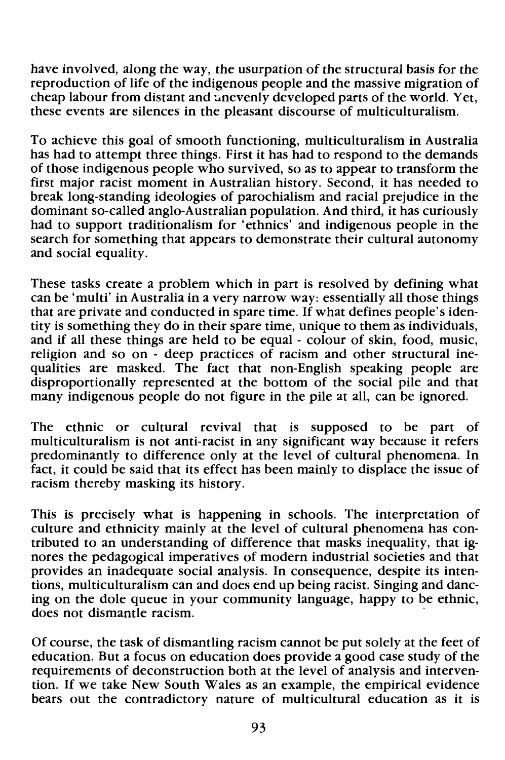have involved, along the way, the usurpation of the structural basis for the reproduction of life of the indigenous people and the massive migration of cheap labour from distant and unevenly developed parts of the world. Yet, these events are silences in the pleasant discourse of multiculturalism.

To achieve this goal of smooth functioning, multiculturalism in Australia has had to attempt three things. First it has had to respond to the demands of those indigenous people who survived, so as to appear to transform the first major racist moment in Australian history. Second, it has needed to break long-standing ideologies of parochialism and racial prejudice in the dominant so-called anglo-Australian population. And third, it has curiously had to support traditionalism for 'ethnics' and indigenous people in the search for something that appears to demonstrate their cultural autonomy and social equality.

These tasks create a problem which in part is resolved by defining what can be 'multi' in Australia in a very narrow way: essentially all those things that are private and conducted in spare time. If what defines people's identity is something they do in their spare time, unique to them as individuals, and if all these things are held to be equal - colour of skin, food, music, religion and so on - deep practices of racism and other structural inequalities are masked. The fact that non-English speaking people are disproportionally represented at the bottom of the social pile and that many indigenous people do not figure in the pile at all, can be ignored.

The ethnic or cultural revival that is supposed to be part of multiculturalism is not anti-racist in any significant way because it refers predominantly to difference only at the level of cultural phenomena. In fact, it could be said that its effect has been mainly to displace the issue of racism thereby masking its history.

This is precisely what is happening in schools. The interpretation of culture and ethnicity mainly at the level of cultural phenomena has contributed to an understanding of difference that masks inequality, that ignores the pedagogical imperatives of modern industrial societies and that provides an inadequate social analysis. In consequence, despite its intentions, multiculturalism can and does end up being racist. Singing and dancing on the dole queue in your community language, happy to be ethnic, does not dismantle racism.

Of course, the task of dismantling racism cannot be put solely at the feet of education. But a focus on education does provide a good case study of the requirements of deconstruction both at the level of analysis and intervention. If we take New South Wales as an example, the empirical evidence bears out the contradictory nature of multicultural education as it is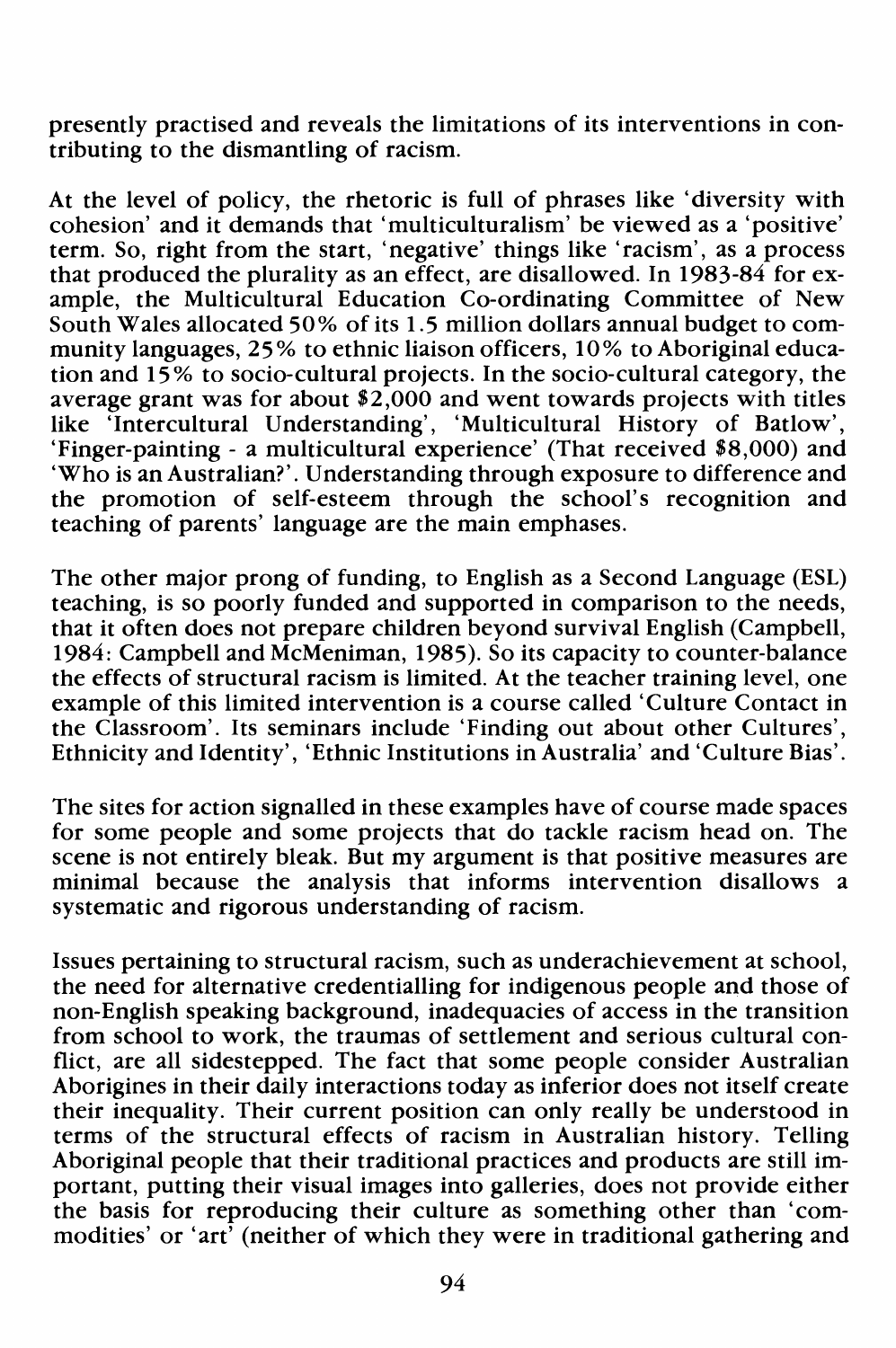presently practised and reveals the limitations of its interventions in contributing to the dismantling of racism.

At the level of policy, the rhetoric is full of phrases like 'diversity with cohesion' and it demands that 'multiculturalism' be viewed as a 'positive' term. So, right from the start, 'negative' things like 'racism', as a process that produced the plurality as an effect, are disallowed. In 1983-84 for example, the Multicultural Education Co-ordinating Committee of New South Wales allocated 50% of its 1.5 million dollars annual budget to community languages, 25% to ethnic liaison officers, 10% to Aboriginal education and 15% to socio-cultural projects. In the socio-cultural category, the average grant was for about $2,000 and went towards projects with titles like 'Intercultural Understanding', 'Multicultural History of Batlow', 'Finger-painting - a multicultural experience' (That received $8,000) and 'Who is an Australian?'. Understanding through exposure to difference and the promotion of self-esteem through the school's recognition and teaching of parents' language are the main emphases.

The other major prong of funding, to English as a Second Language (ESL) teaching, is so poorly funded and supported in comparison to the needs, that it often does not prepare children beyond survival English (Campbell, 1984: Campbell and McMeniman, 1985). So its capacity to counter-balance the effects of structural racism is limited. At the teacher training level, one example of this limited intervention is a course called 'Culture Contact in the Classroom'. Its seminars include 'Finding out about other Cultures', Ethnicity and Identity', 'Ethnic Institutions in Australia' and 'Culture Bias'.

The sites for action signalled in these examples have of course made spaces for some people and some projects that do tackle racism head on. The scene is not entirely bleak. But my argument is that positive measures are minimal because the analysis that informs intervention disallows a systematic and rigorous understanding of racism.

Issues pertaining to structural racism, such as underachievement at school, the need for alternative credentialling for indigenous people and those of non-English speaking background, inadequacies of access in the transition from school to work, the traumas of settlement and serious cultural conflict, are all sidestepped. The fact that some people consider Australian Aborigines in their daily interactions today as inferior does not itself create their inequality. Their current position can only really be understood in terms of the structural effects of racism in Australian history. Telling Aboriginal people that their traditional practices and products are still important, putting their visual images into galleries, does not provide either the basis for reproducing their culture as something other than 'commodities' or 'art' (neither of which they were in traditional gathering and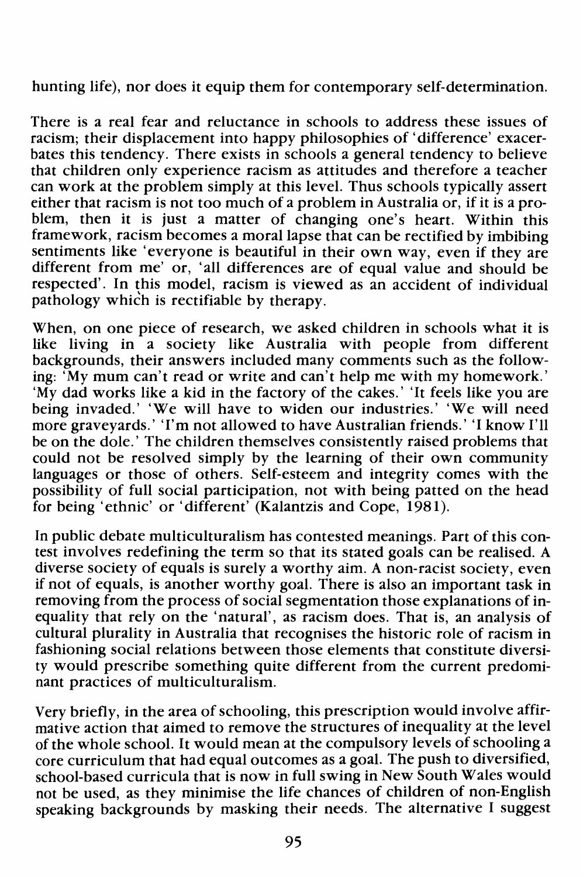hunting life), nor does it equip them for contemporary self-determination.

There is a real fear and reluctance in schools to address these issues of racism; their displacement into happy philosophies of 'difference' exacerbates this tendency. There exists in schools a general tendency to believe that children only experience racism as attitudes and therefore a teacher can work at the problem simply at this level. Thus schools typically assert either that racism is not too much of a problem in Australia or, if it is a problem, then it is just a matter of changing one's heart. Within this framework, racism becomes a moral lapse that can be rectified by imbibing sentiments like 'everyone is beautiful in their own way, even if they are different from me' or, 'all differences are of equal value and should be respected'. In this model, racism is viewed as an accident of individual pathology which is rectifiable by therapy.

When, on one piece of research, we asked children in schools what it is like living in a society like Australia with people from different backgrounds, their answers included many comments such as the following: 'My mum can't read or write and can't help me with my homework.' 'My dad works like a kid in the factory of the cakes.' 'It feels like you are being invaded.' 'We will have to widen our industries.' 'We will need more graveyards.' 'I'm not allowed to have Australian friends.' 'I know I'll be on the dole.' The children themselves consistently raised problems that could not be resolved simply by the learning of their own community languages or those of others. Self-esteem and integrity comes with the possibility of full social participation, not with being patted on the head for being 'ethnic' or 'different' (Kalantzis and Cope, 1981).

In public debate multiculturalism has contested meanings. Part of this contest involves redefining the term so that its stated goals can be realised. A diverse society of equals is surely a worthy aim. A non-racist society, even if not of equals, is another worthy goal. There is also an important task in removing from the process of social segmentation those explanations of inequality that rely on the 'natural', as racism does. That is, an analysis of cultural plurality in Australia that recognises the historic role of racism in fashioning social relations between those elements that constitute diversity would prescribe something quite different from the current predominant practices of multiculturalism.

Very briefly, in the area of schooling, this prescription would involve affirmative action that aimed to remove the structures of inequality at the level of the whole school. It would mean at the compulsory levels of schooling a core curriculum that had equal outcomes as a goal. The push to diversified, school-based curricula that is now in full swing in New South Wales would not be used, as they minimise the life chances of children of non-English speaking backgrounds by masking their needs. The alternative I suggest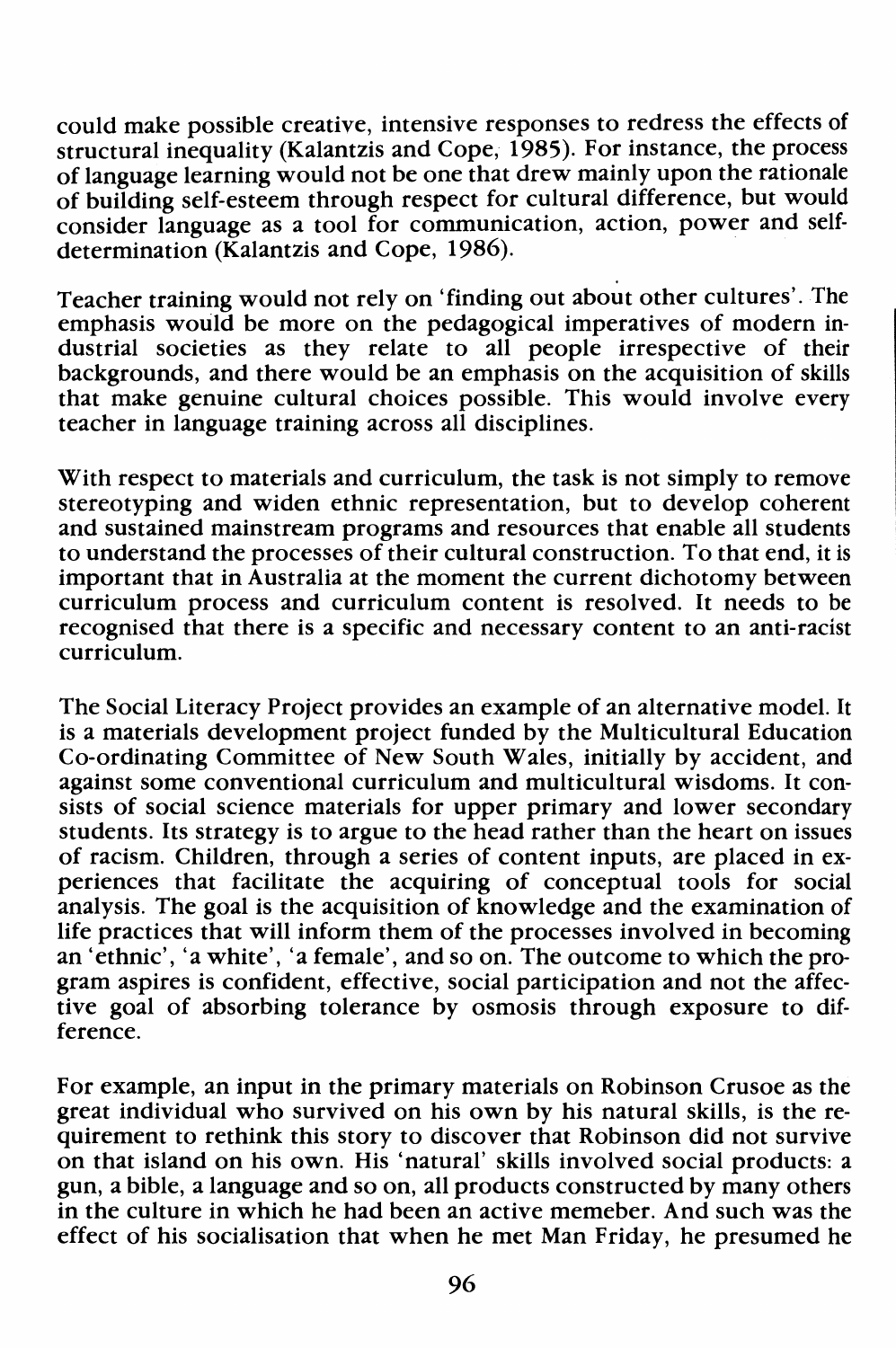could make possible creative, intensive responses to redress the effects of structural inequality (Kalantzis and Cope, 1985). For instance, the process of language learning would not be one that drew mainly upon the rationale of building self-esteem through respect for cultural difference, but would consider language as a tool for communication, action, power and self-determination (Kalantzis and Cope, 1986).

Teacher training would not rely on 'finding out about other cultures'. The emphasis would be more on the pedagogical imperatives of modern industrial societies as they relate to all people irrespective of their backgrounds, and there would be an emphasis on the acquisition of skills that make genuine cultural choices possible. This would involve every teacher in language training across all disciplines.

With respect to materials and curriculum, the task is not simply to remove stereotyping and widen ethnic representation, but to develop coherent and sustained mainstream programs and resources that enable all students to understand the processes of their cultural construction. To that end, it is important that in Australia at the moment the current dichotomy between curriculum process and curriculum content is resolved. It needs to be recognised that there is a specific and necessary content to an anti-racist curriculum.

The Social Literacy Project provides an example of an alternative model. It is a materials development project funded by the Multicultural Education Co-ordinating Committee of New South Wales, initially by accident, and against some conventional curriculum and multicultural wisdoms. It consists of social science materials for upper primary and lower secondary students. Its strategy is to argue to the head rather than the heart on issues of racism. Children, through a series of content inputs, are placed in experiences that facilitate the acquiring of conceptual tools for social analysis. The goal is the acquisition of knowledge and the examination of life practices that will inform them of the processes involved in becoming an 'ethnic', 'a white', 'a female', and so on. The outcome to which the program aspires is confident, effective, social participation and not the affective goal of absorbing tolerance by osmosis through exposure to difference.

For example, an input in the primary materials on Robinson Crusoe as the great individual who survived on his own by his natural skills, is the requirement to rethink this story to discover that Robinson did not survive on that island on his own. His 'natural' skills involved social products: a gun, a bible, a language and so on, all products constructed by many others in the culture in which he had been an active memeber. And such was the effect of his socialisation that when he met Man Friday, he presumed he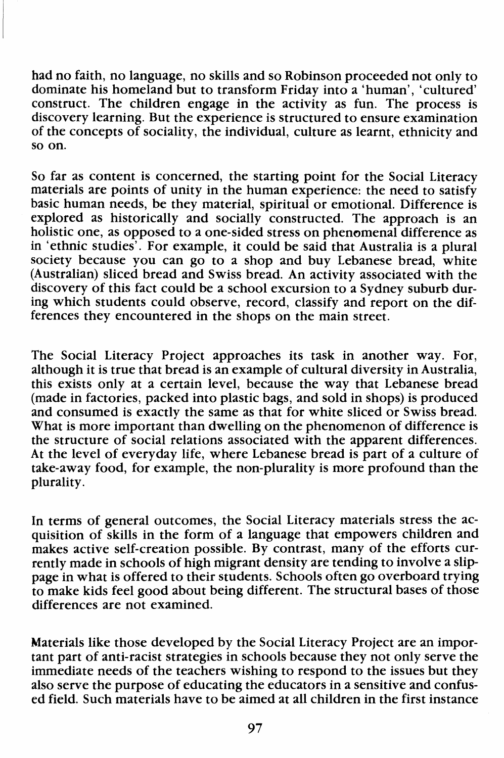had no faith, no language, no skills and so Robinson proceeded not only to dominate his homeland but to transform Friday into a 'human', 'cultured' construct. The children engage in the activity as fun. The process is discovery learning. But the experience is structured to ensure examination of the concepts of sociality, the individual, culture as learnt, ethnicity and so on.

So far as content is concerned, the starting point for the Social Literacy materials are points of unity in the human experience: the need to satisfy basic human needs, be they material, spiritual or emotional. Difference is explored as historically and socially constructed. The approach is an holistic one, as opposed to a one-sided stress on phenomenal difference as in 'ethnic studies'. For example, it could be said that Australia is a plural society because you can go to a shop and buy Lebanese bread, white (Australian) sliced bread and Swiss bread. An activity associated with the discovery of this fact could be a school excursion to a Sydney suburb during which students could observe, record, classify and report on the differences they encountered in the shops on the main street.

The Social Literacy Project approaches its task in another way. For, although it is true that bread is an example of cultural diversity in Australia, this exists only at a certain level, because the way that Lebanese bread (made in factories, packed into plastic bags, and sold in shops) is produced and consumed is exactly the same as that for white sliced or Swiss bread. What is more important than dwelling on the phenomenon of difference is the structure of social relations associated with the apparent differences. At the level of everyday life, where Lebanese bread is part of a culture of take-away food, for example, the non-plurality is more profound than the plurality.

In terms of general outcomes, the Social Literacy materials stress the acquisition of skills in the form of a language that empowers children and makes active self-creation possible. By contrast, many of the efforts currently made in schools of high migrant density are tending to involve a slippage in what is offered to their students. Schools often go overboard trying to make kids feel good about being different. The structural bases of those differences are not examined.

Materials like those developed by the Social Literacy Project are an important part of anti-racist strategies in schools because they not only serve the immediate needs of the teachers wishing to respond to the issues but they also serve the purpose of educating the educators in a sensitive and confused field. Such materials have to be aimed at all children in the first instance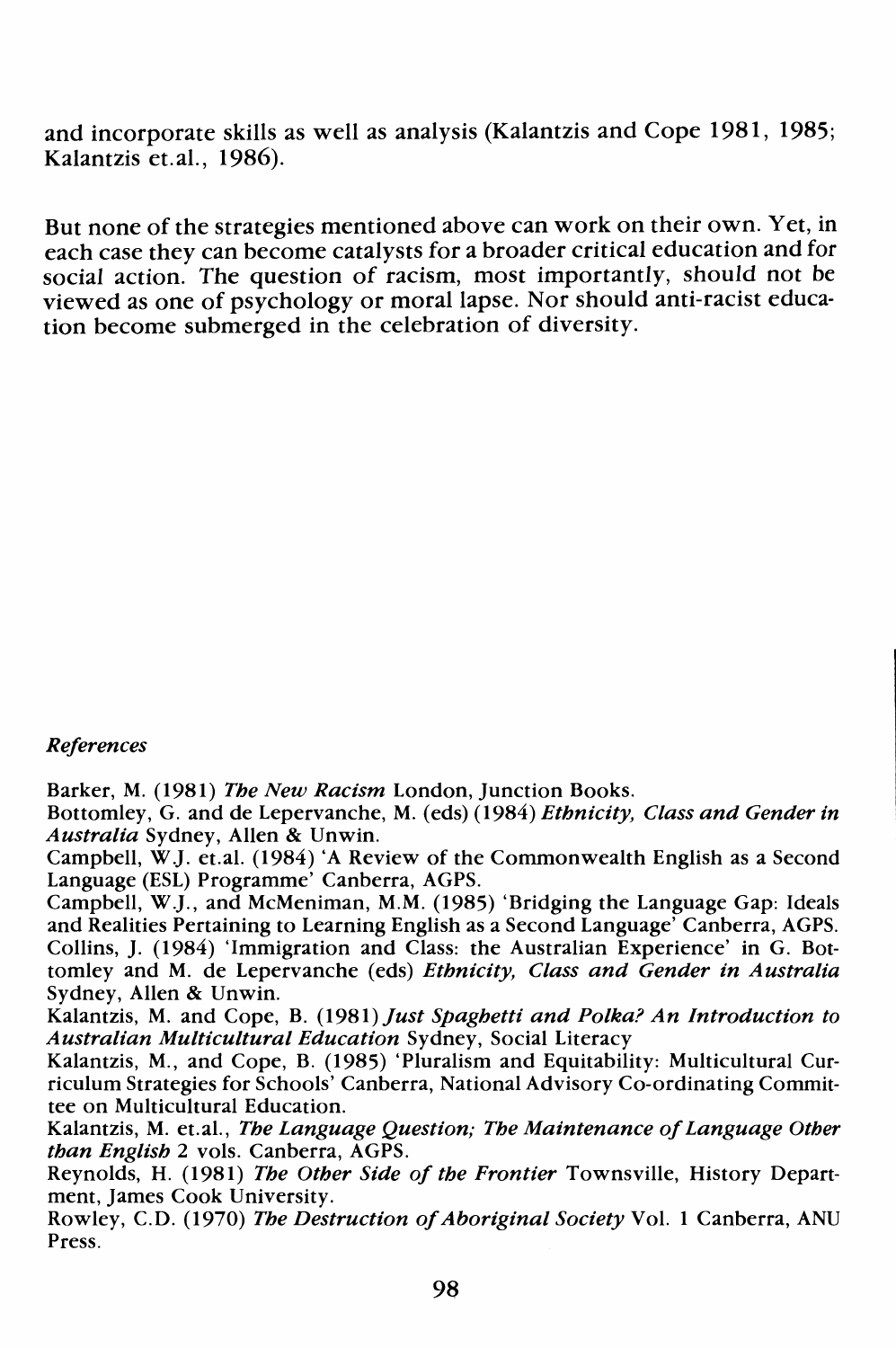and incorporate skills as well as analysis (Kalantzis and Cope 1981, 1985; Kalantzis et.al., 1986).

But none of the strategies mentioned above can work on their own. Yet, in each case they can become catalysts for a broader critical education and for social action. The question of racism, most importantly, should not be viewed as one of psychology or moral lapse. Nor should anti-racist education become submerged in the celebration of diversity.

*References*

Barker, M. (1981) *The New Racism* London, Junction Books.
Bottomley, G. and de Lepervanche, M. (eds) (1984) *Ethnicity, Class and Gender in Australia* Sydney, Allen & Unwin.
Campbell, W.J. et.al. (1984) 'A Review of the Commonwealth English as a Second Language (ESL) Programme' Canberra, AGPS.
Campbell, W.J., and McMeniman, M.M. (1985) 'Bridging the Language Gap: Ideals and Realities Pertaining to Learning English as a Second Language' Canberra, AGPS.
Collins, J. (1984) 'Immigration and Class: the Australian Experience' in G. Bottomley and M. de Lepervanche (eds) *Ethnicity, Class and Gender in Australia* Sydney, Allen & Unwin.
Kalantzis, M. and Cope, B. (1981) *Just Spaghetti and Polka? An Introduction to Australian Multicultural Education* Sydney, Social Literacy
Kalantzis, M., and Cope, B. (1985) 'Pluralism and Equitability: Multicultural Curriculum Strategies for Schools' Canberra, National Advisory Co-ordinating Committee on Multicultural Education.
Kalantzis, M. et.al., *The Language Question; The Maintenance of Language Other than English* 2 vols. Canberra, AGPS.
Reynolds, H. (1981) *The Other Side of the Frontier* Townsville, History Department, James Cook University.
Rowley, C.D. (1970) *The Destruction of Aboriginal Society* Vol. 1 Canberra, ANU Press.